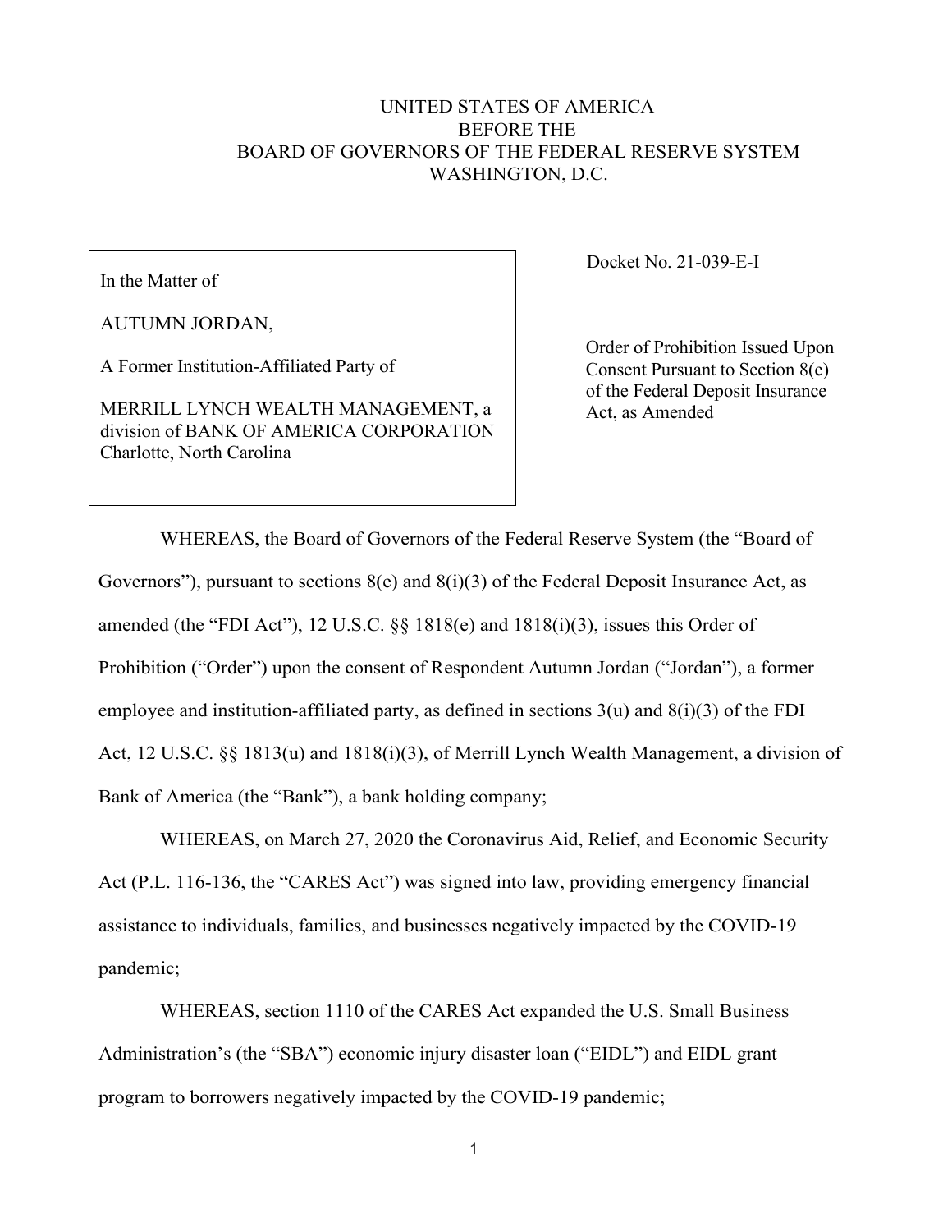UNITED STATES OF AMERICA
BEFORE THE
BOARD OF GOVERNORS OF THE FEDERAL RESERVE SYSTEM
WASHINGTON, D.C.

| | |
|---|---|
| In the Matter of<br><br>AUTUMN JORDAN,<br><br>A Former Institution-Affiliated Party of<br><br>MERRILL LYNCH WEALTH MANAGEMENT, a division of BANK OF AMERICA CORPORATION<br>Charlotte, North Carolina | Docket No. 21-039-E-I<br><br>Order of Prohibition Issued Upon Consent Pursuant to Section 8(e) of the Federal Deposit Insurance Act, as Amended |

WHEREAS, the Board of Governors of the Federal Reserve System (the "Board of Governors"), pursuant to sections 8(e) and 8(i)(3) of the Federal Deposit Insurance Act, as amended (the "FDI Act"), 12 U.S.C. §§ 1818(e) and 1818(i)(3), issues this Order of Prohibition ("Order") upon the consent of Respondent Autumn Jordan ("Jordan"), a former employee and institution-affiliated party, as defined in sections 3(u) and 8(i)(3) of the FDI Act, 12 U.S.C. §§ 1813(u) and 1818(i)(3), of Merrill Lynch Wealth Management, a division of Bank of America (the "Bank"), a bank holding company;

WHEREAS, on March 27, 2020 the Coronavirus Aid, Relief, and Economic Security Act (P.L. 116-136, the "CARES Act") was signed into law, providing emergency financial assistance to individuals, families, and businesses negatively impacted by the COVID-19 pandemic;

WHEREAS, section 1110 of the CARES Act expanded the U.S. Small Business Administration's (the "SBA") economic injury disaster loan ("EIDL") and EIDL grant program to borrowers negatively impacted by the COVID-19 pandemic;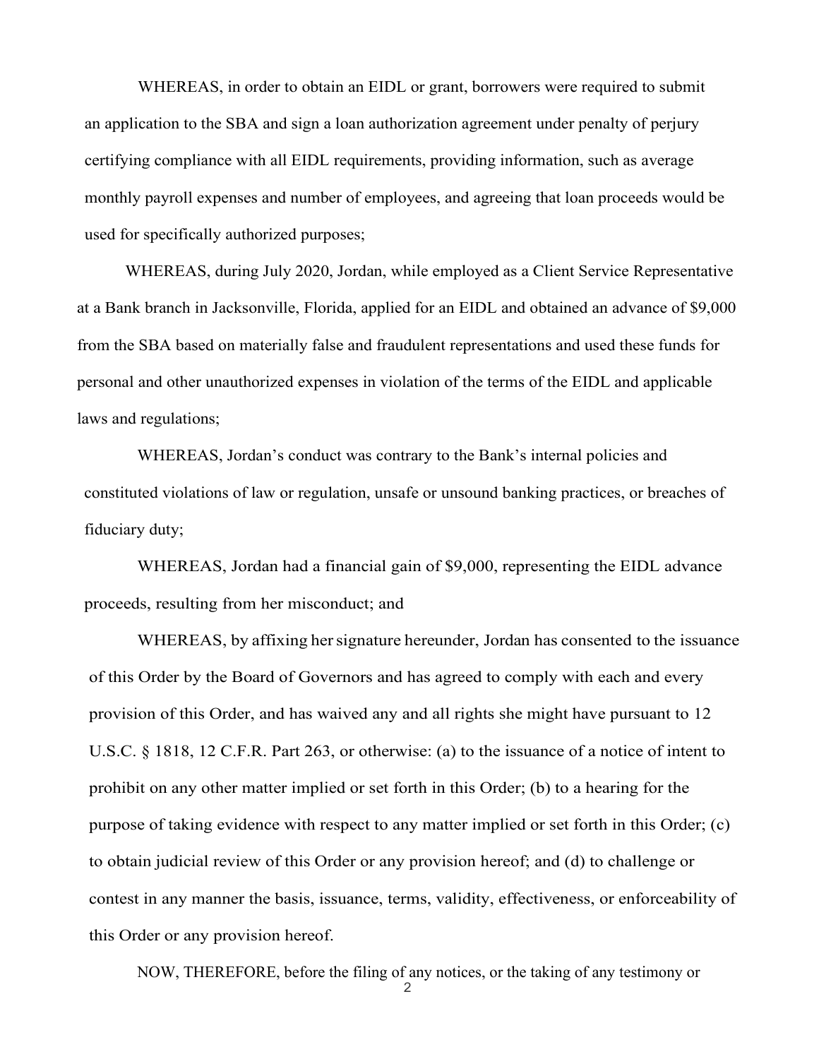WHEREAS, in order to obtain an EIDL or grant, borrowers were required to submit an application to the SBA and sign a loan authorization agreement under penalty of perjury certifying compliance with all EIDL requirements, providing information, such as average monthly payroll expenses and number of employees, and agreeing that loan proceeds would be used for specifically authorized purposes;

WHEREAS, during July 2020, Jordan, while employed as a Client Service Representative at a Bank branch in Jacksonville, Florida, applied for an EIDL and obtained an advance of $9,000 from the SBA based on materially false and fraudulent representations and used these funds for personal and other unauthorized expenses in violation of the terms of the EIDL and applicable laws and regulations;

WHEREAS, Jordan's conduct was contrary to the Bank's internal policies and constituted violations of law or regulation, unsafe or unsound banking practices, or breaches of fiduciary duty;

WHEREAS, Jordan had a financial gain of $9,000, representing the EIDL advance proceeds, resulting from her misconduct; and

WHEREAS, by affixing her signature hereunder, Jordan has consented to the issuance of this Order by the Board of Governors and has agreed to comply with each and every provision of this Order, and has waived any and all rights she might have pursuant to 12 U.S.C. § 1818, 12 C.F.R. Part 263, or otherwise: (a) to the issuance of a notice of intent to prohibit on any other matter implied or set forth in this Order; (b) to a hearing for the purpose of taking evidence with respect to any matter implied or set forth in this Order; (c) to obtain judicial review of this Order or any provision hereof; and (d) to challenge or contest in any manner the basis, issuance, terms, validity, effectiveness, or enforceability of this Order or any provision hereof.

NOW, THEREFORE, before the filing of any notices, or the taking of any testimony or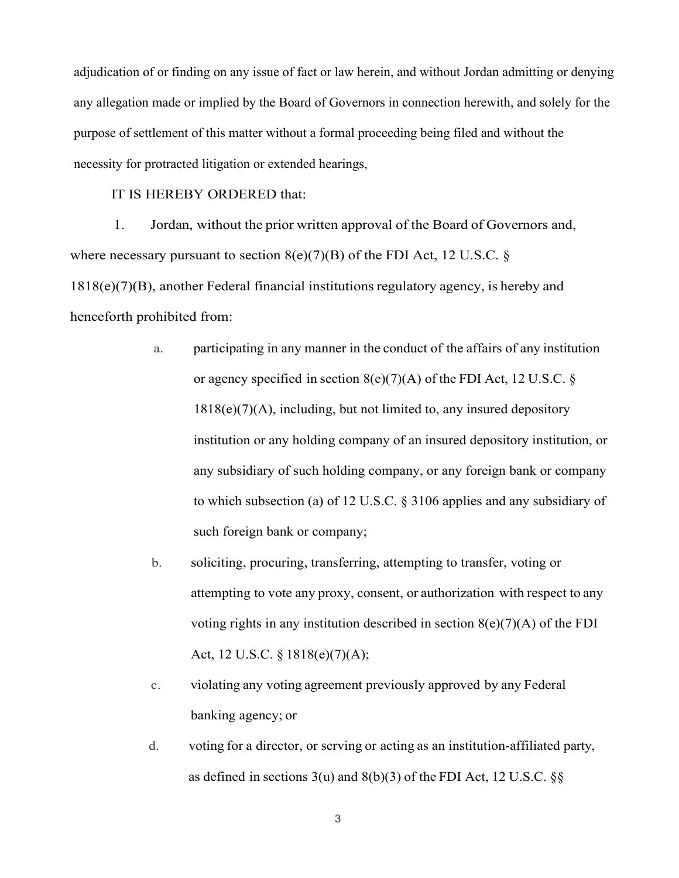adjudication of or finding on any issue of fact or law herein, and without Jordan admitting or denying any allegation made or implied by the Board of Governors in connection herewith, and solely for the purpose of settlement of this matter without a formal proceeding being filed and without the necessity for protracted litigation or extended hearings,

IT IS HEREBY ORDERED that:

1. Jordan, without the prior written approval of the Board of Governors and, where necessary pursuant to section 8(e)(7)(B) of the FDI Act, 12 U.S.C. § 1818(e)(7)(B), another Federal financial institutions regulatory agency, is hereby and henceforth prohibited from:

   a. participating in any manner in the conduct of the affairs of any institution or agency specified in section 8(e)(7)(A) of the FDI Act, 12 U.S.C. § 1818(e)(7)(A), including, but not limited to, any insured depository institution or any holding company of an insured depository institution, or any subsidiary of such holding company, or any foreign bank or company to which subsection (a) of 12 U.S.C. § 3106 applies and any subsidiary of such foreign bank or company;

   b. soliciting, procuring, transferring, attempting to transfer, voting or attempting to vote any proxy, consent, or authorization with respect to any voting rights in any institution described in section 8(e)(7)(A) of the FDI Act, 12 U.S.C. § 1818(e)(7)(A);

   c. violating any voting agreement previously approved by any Federal banking agency; or

   d. voting for a director, or serving or acting as an institution-affiliated party, as defined in sections 3(u) and 8(b)(3) of the FDI Act, 12 U.S.C. §§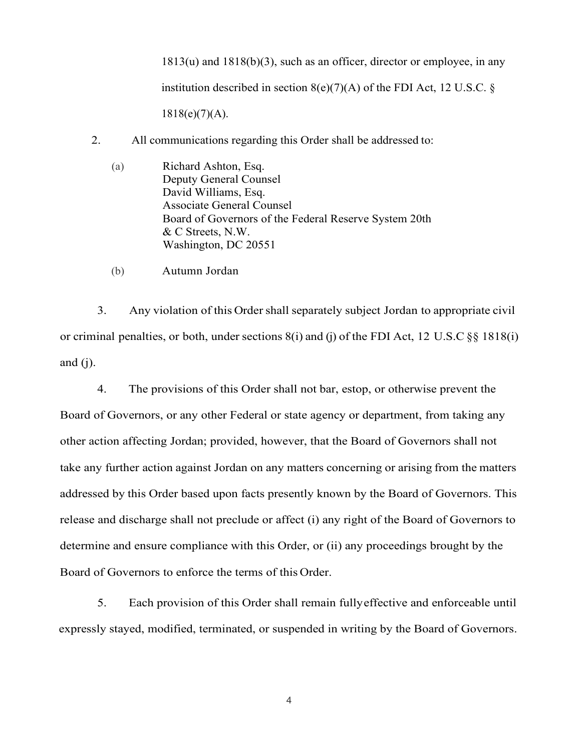1813(u) and 1818(b)(3), such as an officer, director or employee, in any institution described in section 8(e)(7)(A) of the FDI Act, 12 U.S.C. § 1818(e)(7)(A).

2. All communications regarding this Order shall be addressed to:

   (a) Richard Ashton, Esq.
   Deputy General Counsel
   David Williams, Esq.
   Associate General Counsel
   Board of Governors of the Federal Reserve System 20th & C Streets, N.W.
   Washington, DC 20551

   (b) Autumn Jordan

3. Any violation of this Order shall separately subject Jordan to appropriate civil or criminal penalties, or both, under sections 8(i) and (j) of the FDI Act, 12 U.S.C §§ 1818(i) and (j).

4. The provisions of this Order shall not bar, estop, or otherwise prevent the Board of Governors, or any other Federal or state agency or department, from taking any other action affecting Jordan; provided, however, that the Board of Governors shall not take any further action against Jordan on any matters concerning or arising from the matters addressed by this Order based upon facts presently known by the Board of Governors. This release and discharge shall not preclude or affect (i) any right of the Board of Governors to determine and ensure compliance with this Order, or (ii) any proceedings brought by the Board of Governors to enforce the terms of this Order.

5. Each provision of this Order shall remain fully effective and enforceable until expressly stayed, modified, terminated, or suspended in writing by the Board of Governors.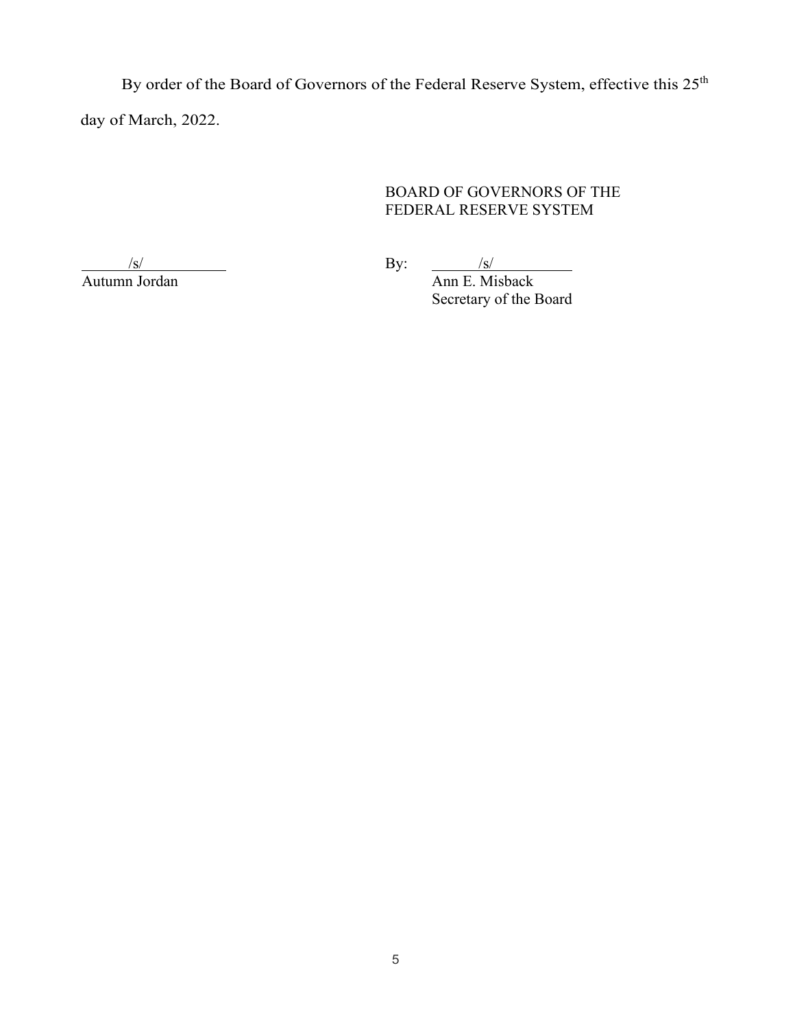By order of the Board of Governors of the Federal Reserve System, effective this 25th day of March, 2022.

BOARD OF GOVERNORS OF THE
FEDERAL RESERVE SYSTEM

/s/
Autumn Jordan

By: /s/
Ann E. Misback
Secretary of the Board